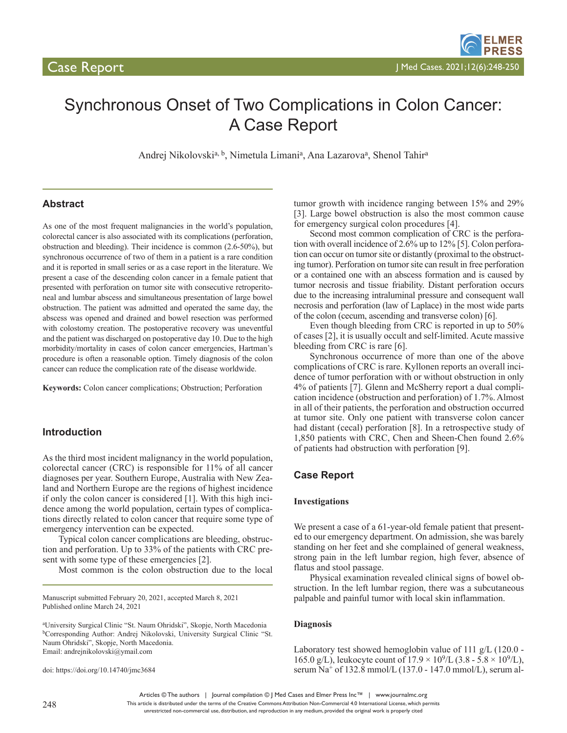# Synchronous Onset of Two Complications in Colon Cancer: A Case Report

Andrej Nikolovski[a, b], Nimetula Limani[a], Ana Lazarova[a], Shenol Tahir[a]

## Abstract

As one of the most frequent malignancies in the world's population, colorectal cancer is also associated with its complications (perforation, obstruction and bleeding). Their incidence is common (2.6-50%), but synchronous occurrence of two of them in a patient is a rare condition and it is reported in small series or as a case report in the literature. We present a case of the descending colon cancer in a female patient that presented with perforation on tumor site with consecutive retroperitoneal and lumbar abscess and simultaneous presentation of large bowel obstruction. The patient was admitted and operated the same day, the abscess was opened and drained and bowel resection was performed with colostomy creation. The postoperative recovery was uneventful and the patient was discharged on postoperative day 10. Due to the high morbidity/mortality in cases of colon cancer emergencies, Hartman's procedure is often a reasonable option. Timely diagnosis of the colon cancer can reduce the complication rate of the disease worldwide.

**Keywords:** Colon cancer complications; Obstruction; Perforation

## Introduction

As the third most incident malignancy in the world population, colorectal cancer (CRC) is responsible for 11% of all cancer diagnoses per year. Southern Europe, Australia with New Zealand and Northern Europe are the regions of highest incidence if only the colon cancer is considered [1]. With this high incidence among the world population, certain types of complications directly related to colon cancer that require some type of emergency intervention can be expected.

Typical colon cancer complications are bleeding, obstruction and perforation. Up to 33% of the patients with CRC present with some type of these emergencies [2].

Most common is the colon obstruction due to the local tumor growth with incidence ranging between 15% and 29% [3]. Large bowel obstruction is also the most common cause for emergency surgical colon procedures [4].

Second most common complication of CRC is the perforation with overall incidence of 2.6% up to 12% [5]. Colon perforation can occur on tumor site or distantly (proximal to the obstructing tumor). Perforation on tumor site can result in free perforation or a contained one with an abscess formation and is caused by tumor necrosis and tissue friability. Distant perforation occurs due to the increasing intraluminal pressure and consequent wall necrosis and perforation (law of Laplace) in the most wide parts of the colon (cecum, ascending and transverse colon) [6].

Even though bleeding from CRC is reported in up to 50% of cases [2], it is usually occult and self-limited. Acute massive bleeding from CRC is rare [6].

Synchronous occurrence of more than one of the above complications of CRC is rare. Kyllonen reports an overall incidence of tumor perforation with or without obstruction in only 4% of patients [7]. Glenn and McSherry report a dual complication incidence (obstruction and perforation) of 1.7%. Almost in all of their patients, the perforation and obstruction occurred at tumor site. Only one patient with transverse colon cancer had distant (cecal) perforation [8]. In a retrospective study of 1,850 patients with CRC, Chen and Sheen-Chen found 2.6% of patients had obstruction with perforation [9].

## Case Report

### Investigations

We present a case of a 61-year-old female patient that presented to our emergency department. On admission, she was barely standing on her feet and she complained of general weakness, strong pain in the left lumbar region, high fever, absence of flatus and stool passage.

Physical examination revealed clinical signs of bowel obstruction. In the left lumbar region, there was a subcutaneous palpable and painful tumor with local skin inflammation.

### Diagnosis

Laboratory test showed hemoglobin value of 111 g/L (120.0 - 165.0 g/L), leukocyte count of $17.9 \times 10^9$/L ($3.8 - 5.8 \times 10^9$/L), serum $Na^+$ of 132.8 mmol/L (137.0 - 147.0 mmol/L), serum al-

Manuscript submitted February 20, 2021, accepted March 8, 2021
Published online March 24, 2021

[a]University Surgical Clinic "St. Naum Ohridski", Skopje, North Macedonia
[b]Corresponding Author: Andrej Nikolovski, University Surgical Clinic "St. Naum Ohridski", Skopje, North Macedonia. Email: andrejnikolovski@ymail.com

doi: https://doi.org/10.14740/jmc3684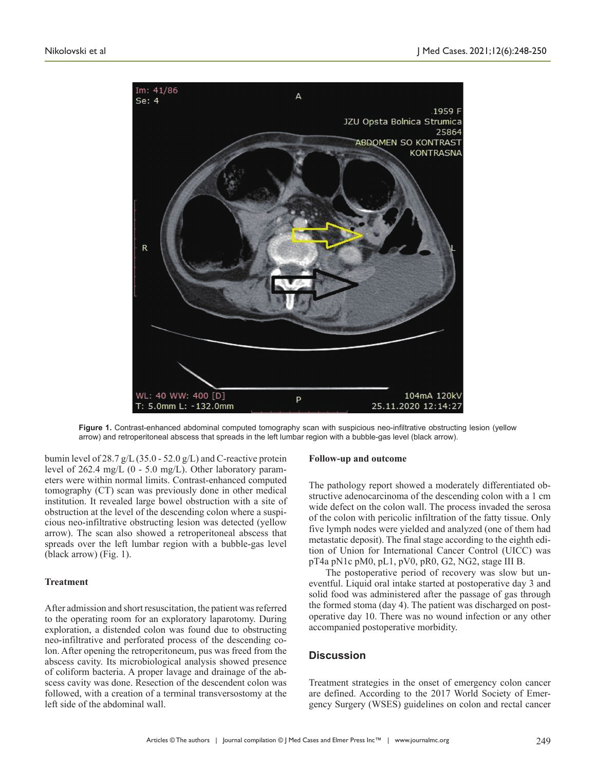Figure 1. Contrast-enhanced abdominal computed tomography scan with suspicious neo-infiltrative obstructing lesion (yellow arrow) and retroperitoneal abscess that spreads in the left lumbar region with a bubble-gas level (black arrow).

bumin level of 28.7 g/L (35.0 - 52.0 g/L) and C-reactive protein level of 262.4 mg/L (0 - 5.0 mg/L). Other laboratory parameters were within normal limits. Contrast-enhanced computed tomography (CT) scan was previously done in other medical institution. It revealed large bowel obstruction with a site of obstruction at the level of the descending colon where a suspicious neo-infiltrative obstructing lesion was detected (yellow arrow). The scan also showed a retroperitoneal abscess that spreads over the left lumbar region with a bubble-gas level (black arrow) (Fig. 1).

### Treatment

After admission and short resuscitation, the patient was referred to the operating room for an exploratory laparotomy. During exploration, a distended colon was found due to obstructing neo-infiltrative and perforated process of the descending colon. After opening the retroperitoneum, pus was freed from the abscess cavity. Its microbiological analysis showed presence of coliform bacteria. A proper lavage and drainage of the abscess cavity was done. Resection of the descendent colon was followed, with a creation of a terminal transversostomy at the left side of the abdominal wall.

### Follow-up and outcome

The pathology report showed a moderately differentiated obstructive adenocarcinoma of the descending colon with a 1 cm wide defect on the colon wall. The process invaded the serosa of the colon with pericolic infiltration of the fatty tissue. Only five lymph nodes were yielded and analyzed (one of them had metastatic deposit). The final stage according to the eighth edition of Union for International Cancer Control (UICC) was pT4a pN1c pM0, pL1, pV0, pR0, G2, NG2, stage III B.

The postoperative period of recovery was slow but uneventful. Liquid oral intake started at postoperative day 3 and solid food was administered after the passage of gas through the formed stoma (day 4). The patient was discharged on postoperative day 10. There was no wound infection or any other accompanied postoperative morbidity.

## Discussion

Treatment strategies in the onset of emergency colon cancer are defined. According to the 2017 World Society of Emergency Surgery (WSES) guidelines on colon and rectal cancer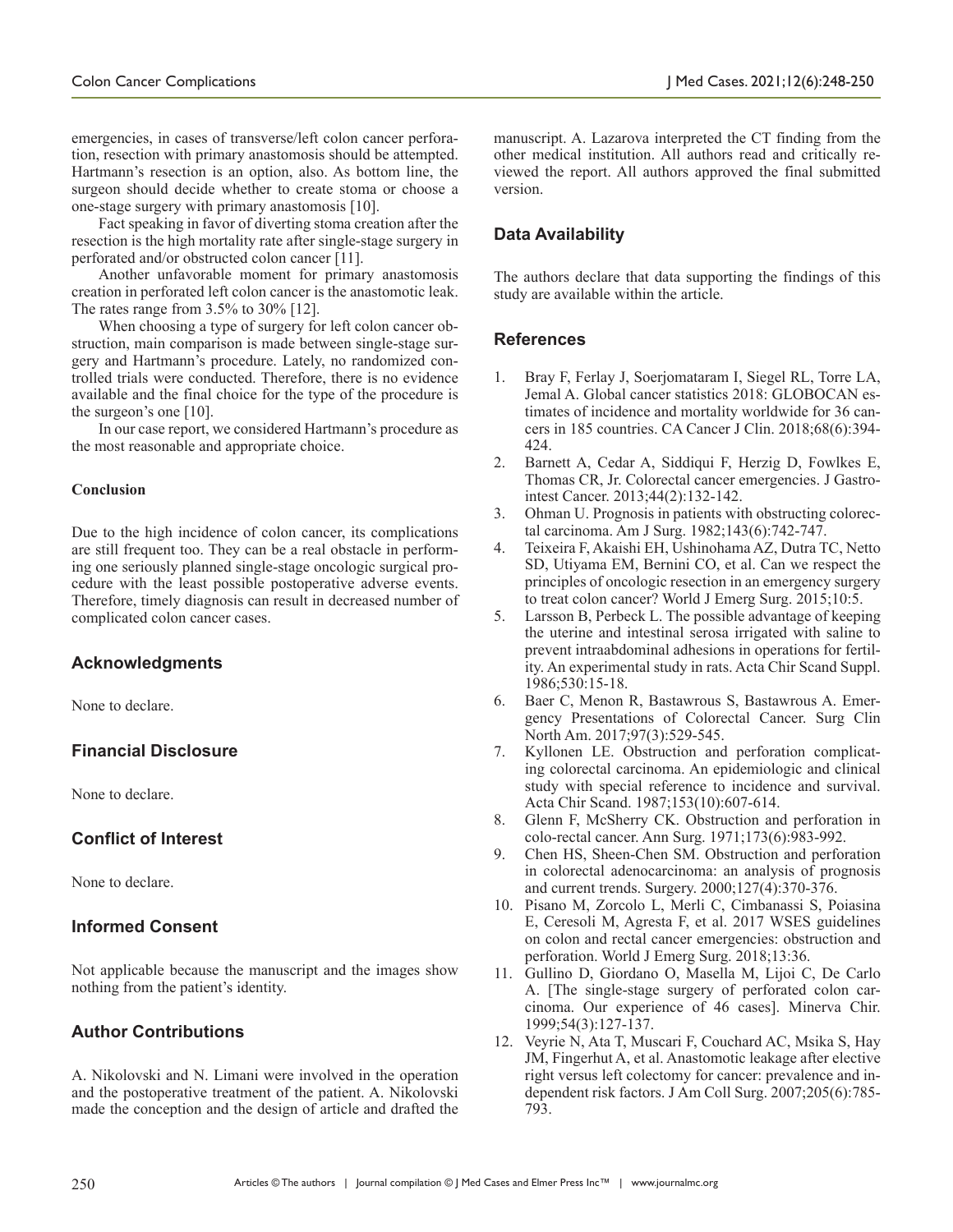emergencies, in cases of transverse/left colon cancer perforation, resection with primary anastomosis should be attempted. Hartmann's resection is an option, also. As bottom line, the surgeon should decide whether to create stoma or choose a one-stage surgery with primary anastomosis [10].

Fact speaking in favor of diverting stoma creation after the resection is the high mortality rate after single-stage surgery in perforated and/or obstructed colon cancer [11].

Another unfavorable moment for primary anastomosis creation in perforated left colon cancer is the anastomotic leak. The rates range from 3.5% to 30% [12].

When choosing a type of surgery for left colon cancer obstruction, main comparison is made between single-stage surgery and Hartmann's procedure. Lately, no randomized controlled trials were conducted. Therefore, there is no evidence available and the final choice for the type of the procedure is the surgeon's one [10].

In our case report, we considered Hartmann's procedure as the most reasonable and appropriate choice.

#### Conclusion

Due to the high incidence of colon cancer, its complications are still frequent too. They can be a real obstacle in performing one seriously planned single-stage oncologic surgical procedure with the least possible postoperative adverse events. Therefore, timely diagnosis can result in decreased number of complicated colon cancer cases.

## Acknowledgments

None to declare.

## Financial Disclosure

None to declare.

## Conflict of Interest

None to declare.

## Informed Consent

Not applicable because the manuscript and the images show nothing from the patient's identity.

## Author Contributions

A. Nikolovski and N. Limani were involved in the operation and the postoperative treatment of the patient. A. Nikolovski made the conception and the design of article and drafted the manuscript. A. Lazarova interpreted the CT finding from the other medical institution. All authors read and critically reviewed the report. All authors approved the final submitted version.

## Data Availability

The authors declare that data supporting the findings of this study are available within the article.

## References

1. Bray F, Ferlay J, Soerjomataram I, Siegel RL, Torre LA, Jemal A. Global cancer statistics 2018: GLOBOCAN estimates of incidence and mortality worldwide for 36 cancers in 185 countries. CA Cancer J Clin. 2018;68(6):394-424.
2. Barnett A, Cedar A, Siddiqui F, Herzig D, Fowlkes E, Thomas CR, Jr. Colorectal cancer emergencies. J Gastrointest Cancer. 2013;44(2):132-142.
3. Ohman U. Prognosis in patients with obstructing colorectal carcinoma. Am J Surg. 1982;143(6):742-747.
4. Teixeira F, Akaishi EH, Ushinohama AZ, Dutra TC, Netto SD, Utiyama EM, Bernini CO, et al. Can we respect the principles of oncologic resection in an emergency surgery to treat colon cancer? World J Emerg Surg. 2015;10:5.
5. Larsson B, Perbeck L. The possible advantage of keeping the uterine and intestinal serosa irrigated with saline to prevent intraabdominal adhesions in operations for fertility. An experimental study in rats. Acta Chir Scand Suppl. 1986;530:15-18.
6. Baer C, Menon R, Bastawrous S, Bastawrous A. Emergency Presentations of Colorectal Cancer. Surg Clin North Am. 2017;97(3):529-545.
7. Kyllonen LE. Obstruction and perforation complicating colorectal carcinoma. An epidemiologic and clinical study with special reference to incidence and survival. Acta Chir Scand. 1987;153(10):607-614.
8. Glenn F, McSherry CK. Obstruction and perforation in colo-rectal cancer. Ann Surg. 1971;173(6):983-992.
9. Chen HS, Sheen-Chen SM. Obstruction and perforation in colorectal adenocarcinoma: an analysis of prognosis and current trends. Surgery. 2000;127(4):370-376.
10. Pisano M, Zorcolo L, Merli C, Cimbanassi S, Poiasina E, Ceresoli M, Agresta F, et al. 2017 WSES guidelines on colon and rectal cancer emergencies: obstruction and perforation. World J Emerg Surg. 2018;13:36.
11. Gullino D, Giordano O, Masella M, Lijoi C, De Carlo A. [The single-stage surgery of perforated colon carcinoma. Our experience of 46 cases]. Minerva Chir. 1999;54(3):127-137.
12. Veyrie N, Ata T, Muscari F, Couchard AC, Msika S, Hay JM, Fingerhut A, et al. Anastomotic leakage after elective right versus left colectomy for cancer: prevalence and independent risk factors. J Am Coll Surg. 2007;205(6):785-793.